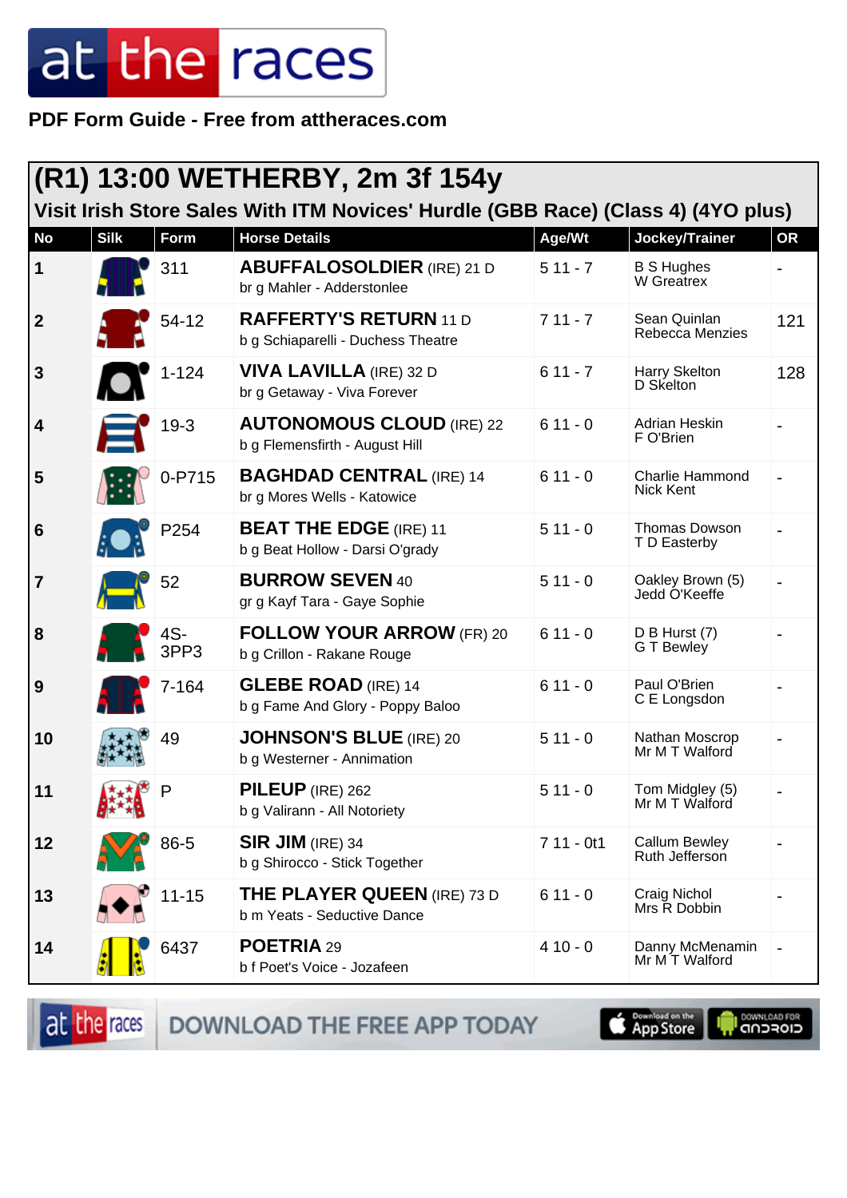# at the races

**PDF Form Guide - Free from attheraces.com**

## (R1) 13:00 WETHERBY, 2m 3f 154y

### Visit Irish Store Sales With ITM Novices' Hurdle (GBB Race) (Class 4) (4YO plus)

| No | Silk | Form | Horse Details | Age/Wt | Jockey/Trainer | OR |
|---|---|---|---|---|---|---|
| 1 | | 311 | **ABUFFALOSOLDIER** (IRE) 21 D<br>br g Mahler - Adderstonlee | 5 11 - 7 | B S Hughes<br>W Greatrex | - |
| 2 | | 54-12 | **RAFFERTY'S RETURN** 11 D<br>b g Schiaparelli - Duchess Theatre | 7 11 - 7 | Sean Quinlan<br>Rebecca Menzies | 121 |
| 3 | | 1-124 | **VIVA LAVILLA** (IRE) 32 D<br>br g Getaway - Viva Forever | 6 11 - 7 | Harry Skelton<br>D Skelton | 128 |
| 4 | | 19-3 | **AUTONOMOUS CLOUD** (IRE) 22<br>b g Flemensfirth - August Hill | 6 11 - 0 | Adrian Heskin<br>F O'Brien | - |
| 5 | | 0-P715 | **BAGHDAD CENTRAL** (IRE) 14<br>br g Mores Wells - Katowice | 6 11 - 0 | Charlie Hammond<br>Nick Kent | - |
| 6 | | P254 | **BEAT THE EDGE** (IRE) 11<br>b g Beat Hollow - Darsi O'grady | 5 11 - 0 | Thomas Dowson<br>T D Easterby | - |
| 7 | | 52 | **BURROW SEVEN** 40<br>gr g Kayf Tara - Gaye Sophie | 5 11 - 0 | Oakley Brown (5)<br>Jedd O'Keeffe | - |
| 8 | | 4S-3PP3 | **FOLLOW YOUR ARROW** (FR) 20<br>b g Crillon - Rakane Rouge | 6 11 - 0 | D B Hurst (7)<br>G T Bewley | - |
| 9 | | 7-164 | **GLEBE ROAD** (IRE) 14<br>b g Fame And Glory - Poppy Baloo | 6 11 - 0 | Paul O'Brien<br>C E Longsdon | - |
| 10 | | 49 | **JOHNSON'S BLUE** (IRE) 20<br>b g Westerner - Annimation | 5 11 - 0 | Nathan Moscrop<br>Mr M T Walford | - |
| 11 | | P | **PILEUP** (IRE) 262<br>b g Valirann - All Notoriety | 5 11 - 0 | Tom Midgley (5)<br>Mr M T Walford | - |
| 12 | | 86-5 | **SIR JIM** (IRE) 34<br>b g Shirocco - Stick Together | 7 11 - 0t1 | Callum Bewley<br>Ruth Jefferson | - |
| 13 | | 11-15 | **THE PLAYER QUEEN** (IRE) 73 D<br>b m Yeats - Seductive Dance | 6 11 - 0 | Craig Nichol<br>Mrs R Dobbin | - |
| 14 | | 6437 | **POETRIA** 29<br>b f Poet's Voice - Jozafeen | 4 10 - 0 | Danny McMenamin<br>Mr M T Walford | - |

DOWNLOAD THE FREE APP TODAY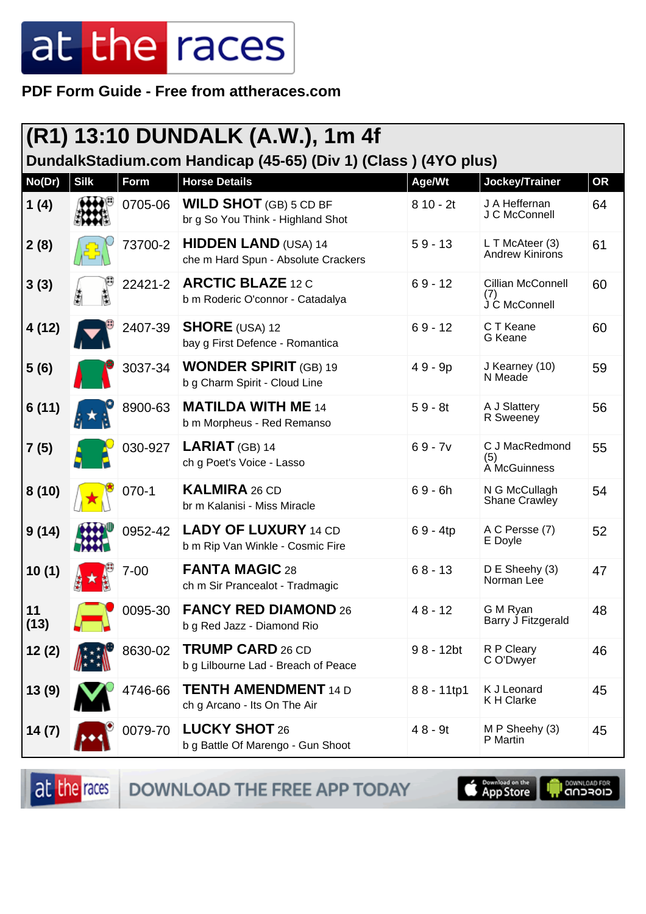PDF Form Guide - Free from attheraces.com

## (R1) 13:10 DUNDALK (A.W.), 1m 4f

### DundalkStadium.com Handicap (45-65) (Div 1) (Class ) (4YO plus)

| No(Dr) | Silk | Form | Horse Details | Age/Wt | Jockey/Trainer | OR |
|---|---|---|---|---|---|---|
| 1 (4) | | 0705-06 | **WILD SHOT** (GB) 5 CD BF<br>br g So You Think - Highland Shot | 8 10 - 2t | J A Heffernan<br>J C McConnell | 64 |
| 2 (8) | | 73700-2 | **HIDDEN LAND** (USA) 14<br>che m Hard Spun - Absolute Crackers | 5 9 - 13 | L T McAteer (3)<br>Andrew Kinirons | 61 |
| 3 (3) | | 22421-2 | **ARCTIC BLAZE** 12 C<br>b m Roderic O'connor - Catadalya | 6 9 - 12 | Cillian McConnell (7)<br>J C McConnell | 60 |
| 4 (12) | | 2407-39 | **SHORE** (USA) 12<br>bay g First Defence - Romantica | 6 9 - 12 | C T Keane<br>G Keane | 60 |
| 5 (6) | | 3037-34 | **WONDER SPIRIT** (GB) 19<br>b g Charm Spirit - Cloud Line | 4 9 - 9p | J Kearney (10)<br>N Meade | 59 |
| 6 (11) | | 8900-63 | **MATILDA WITH ME** 14<br>b m Morpheus - Red Remanso | 5 9 - 8t | A J Slattery<br>R Sweeney | 56 |
| 7 (5) | | 030-927 | **LARIAT** (GB) 14<br>ch g Poet's Voice - Lasso | 6 9 - 7v | C J MacRedmond (5)<br>A McGuinness | 55 |
| 8 (10) | | 070-1 | **KALMIRA** 26 CD<br>br m Kalanisi - Miss Miracle | 6 9 - 6h | N G McCullagh<br>Shane Crawley | 54 |
| 9 (14) | | 0952-42 | **LADY OF LUXURY** 14 CD<br>b m Rip Van Winkle - Cosmic Fire | 6 9 - 4tp | A C Persse (7)<br>E Doyle | 52 |
| 10 (1) | | 7-00 | **FANTA MAGIC** 28<br>ch m Sir Prancealot - Tradmagic | 6 8 - 13 | D E Sheehy (3)<br>Norman Lee | 47 |
| 11 (13) | | 0095-30 | **FANCY RED DIAMOND** 26<br>b g Red Jazz - Diamond Rio | 4 8 - 12 | G M Ryan<br>Barry J Fitzgerald | 48 |
| 12 (2) | | 8630-02 | **TRUMP CARD** 26 CD<br>b g Lilbourne Lad - Breach of Peace | 9 8 - 12bt | R P Cleary<br>C O'Dwyer | 46 |
| 13 (9) | | 4746-66 | **TENTH AMENDMENT** 14 D<br>ch g Arcano - Its On The Air | 8 8 - 11tp1 | K J Leonard<br>K H Clarke | 45 |
| 14 (7) | | 0079-70 | **LUCKY SHOT** 26<br>b g Battle Of Marengo - Gun Shoot | 4 8 - 9t | M P Sheehy (3)<br>P Martin | 45 |

DOWNLOAD THE FREE APP TODAY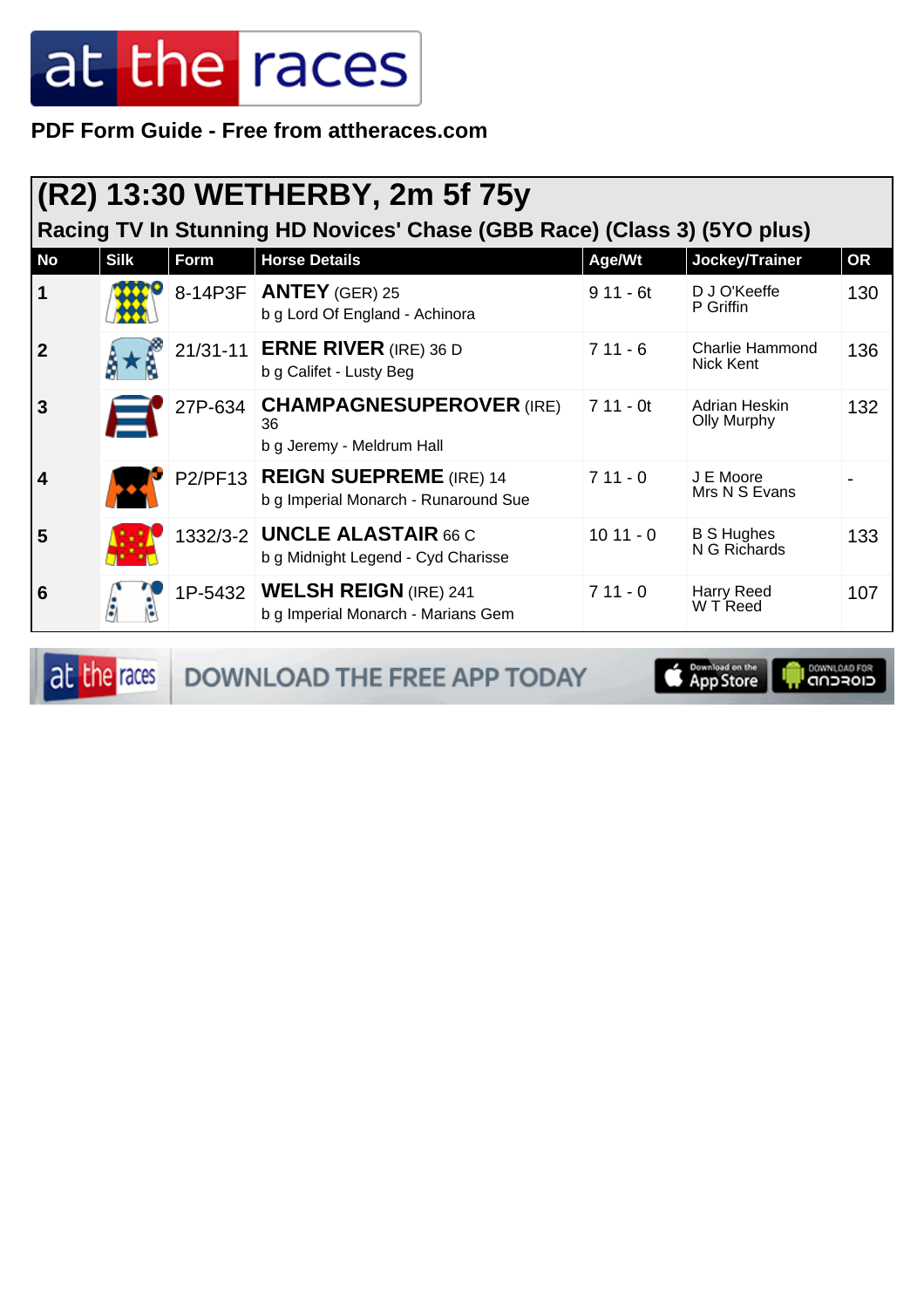PDF Form Guide - Free from attheraces.com

## (R2) 13:30 WETHERBY, 2m 5f 75y

### Racing TV In Stunning HD Novices' Chase (GBB Race) (Class 3) (5YO plus)

| No | Silk | Form | Horse Details | Age/Wt | Jockey/Trainer | OR |
|---|---|---|---|---|---|---|
| 1 | | 8-14P3F | **ANTEY** (GER) 25<br>b g Lord Of England - Achinora | 9 11 - 6t | D J O'Keeffe<br>P Griffin | 130 |
| 2 | | 21/31-11 | **ERNE RIVER** (IRE) 36 D<br>b g Califet - Lusty Beg | 7 11 - 6 | Charlie Hammond<br>Nick Kent | 136 |
| 3 | | 27P-634 | **CHAMPAGNESUPEROVER** (IRE) 36<br>b g Jeremy - Meldrum Hall | 7 11 - 0t | Adrian Heskin<br>Olly Murphy | 132 |
| 4 | | P2/PF13 | **REIGN SUEPREME** (IRE) 14<br>b g Imperial Monarch - Runaround Sue | 7 11 - 0 | J E Moore<br>Mrs N S Evans | - |
| 5 | | 1332/3-2 | **UNCLE ALASTAIR** 66 C<br>b g Midnight Legend - Cyd Charisse | 10 11 - 0 | B S Hughes<br>N G Richards | 133 |
| 6 | | 1P-5432 | **WELSH REIGN** (IRE) 241<br>b g Imperial Monarch - Marians Gem | 7 11 - 0 | Harry Reed<br>W T Reed | 107 |

DOWNLOAD THE FREE APP TODAY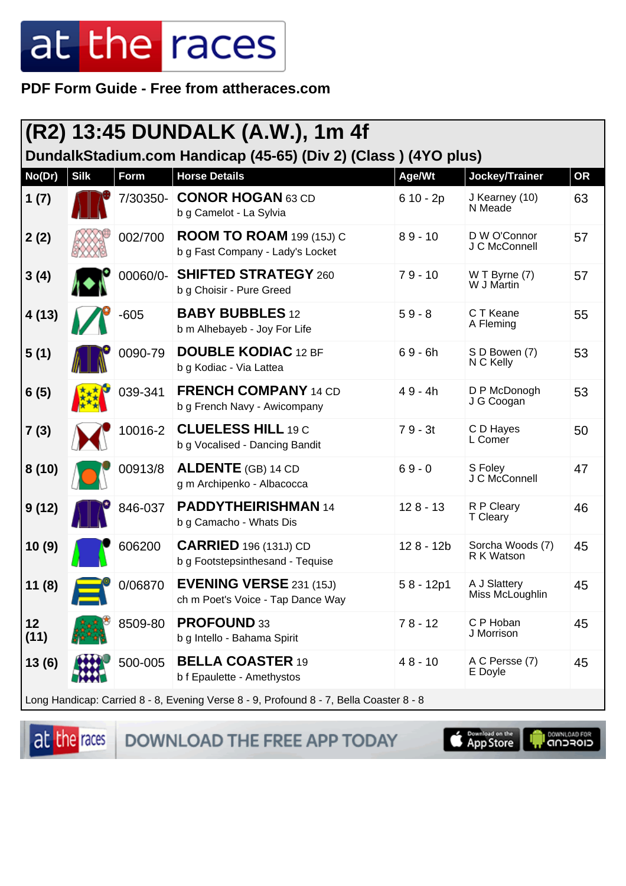# at the races

**PDF Form Guide - Free from attheraces.com**

## (R2) 13:45 DUNDALK (A.W.), 1m 4f

### DundalkStadium.com Handicap (45-65) (Div 2) (Class ) (4YO plus)

| No(Dr) | Silk | Form | Horse Details | Age/Wt | Jockey/Trainer | OR |
|---|---|---|---|---|---|---|
| 1 (7) | | 7/30350- | **CONOR HOGAN** 63 CD<br>b g Camelot - La Sylvia | 6 10 - 2p | J Kearney (10)<br>N Meade | 63 |
| 2 (2) | | 002/700 | **ROOM TO ROAM** 199 (15J) C<br>b g Fast Company - Lady's Locket | 8 9 - 10 | D W O'Connor<br>J C McConnell | 57 |
| 3 (4) | | 00060/0- | **SHIFTED STRATEGY** 260<br>b g Choisir - Pure Greed | 7 9 - 10 | W T Byrne (7)<br>W J Martin | 57 |
| 4 (13) | | -605 | **BABY BUBBLES** 12<br>b m Alhebayeb - Joy For Life | 5 9 - 8 | C T Keane<br>A Fleming | 55 |
| 5 (1) | | 0090-79 | **DOUBLE KODIAC** 12 BF<br>b g Kodiac - Via Lattea | 6 9 - 6h | S D Bowen (7)<br>N C Kelly | 53 |
| 6 (5) | | 039-341 | **FRENCH COMPANY** 14 CD<br>b g French Navy - Awicompany | 4 9 - 4h | D P McDonogh<br>J G Coogan | 53 |
| 7 (3) | | 10016-2 | **CLUELESS HILL** 19 C<br>b g Vocalised - Dancing Bandit | 7 9 - 3t | C D Hayes<br>L Comer | 50 |
| 8 (10) | | 00913/8 | **ALDENTE** (GB) 14 CD<br>g m Archipenko - Albacocca | 6 9 - 0 | S Foley<br>J C McConnell | 47 |
| 9 (12) | | 846-037 | **PADDYTHEIRISHMAN** 14<br>b g Camacho - Whats Dis | 12 8 - 13 | R P Cleary<br>T Cleary | 46 |
| 10 (9) | | 606200 | **CARRIED** 196 (131J) CD<br>b g Footstepsinthesand - Tequise | 12 8 - 12b | Sorcha Woods (7)<br>R K Watson | 45 |
| 11 (8) | | 0/06870 | **EVENING VERSE** 231 (15J)<br>ch m Poet's Voice - Tap Dance Way | 5 8 - 12p1 | A J Slattery<br>Miss McLoughlin | 45 |
| 12 (11) | | 8509-80 | **PROFOUND** 33<br>b g Intello - Bahama Spirit | 7 8 - 12 | C P Hoban<br>J Morrison | 45 |
| 13 (6) | | 500-005 | **BELLA COASTER** 19<br>b f Epaulette - Amethystos | 4 8 - 10 | A C Persse (7)<br>E Doyle | 45 |

Long Handicap: Carried 8 - 8, Evening Verse 8 - 9, Profound 8 - 7, Bella Coaster 8 - 8

DOWNLOAD THE FREE APP TODAY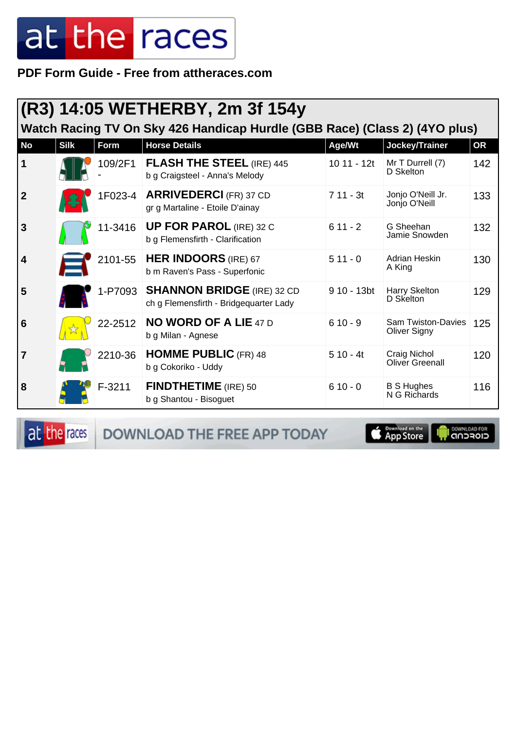PDF Form Guide - Free from attheraces.com

## (R3) 14:05 WETHERBY, 2m 3f 154y

### Watch Racing TV On Sky 426 Handicap Hurdle (GBB Race) (Class 2) (4YO plus)

| No | Silk | Form | Horse Details | Age/Wt | Jockey/Trainer | OR |
|---|---|---|---|---|---|---|
| 1 | | 109/2F1 - | **FLASH THE STEEL** (IRE) 445<br>b g Craigsteel - Anna's Melody | 10 11 - 12t | Mr T Durrell (7)<br>D Skelton | 142 |
| 2 | | 1F023-4 | **ARRIVEDERCI** (FR) 37 CD<br>gr g Martaline - Etoile D'ainay | 7 11 - 3t | Jonjo O'Neill Jr.<br>Jonjo O'Neill | 133 |
| 3 | | 11-3416 | **UP FOR PAROL** (IRE) 32 C<br>b g Flemensfirth - Clarification | 6 11 - 2 | G Sheehan<br>Jamie Snowden | 132 |
| 4 | | 2101-55 | **HER INDOORS** (IRE) 67<br>b m Raven's Pass - Superfonic | 5 11 - 0 | Adrian Heskin<br>A King | 130 |
| 5 | | 1-P7093 | **SHANNON BRIDGE** (IRE) 32 CD<br>ch g Flemensfirth - Bridgequarter Lady | 9 10 - 13bt | Harry Skelton<br>D Skelton | 129 |
| 6 | | 22-2512 | **NO WORD OF A LIE** 47 D<br>b g Milan - Agnese | 6 10 - 9 | Sam Twiston-Davies<br>Oliver Signy | 125 |
| 7 | | 2210-36 | **HOMME PUBLIC** (FR) 48<br>b g Cokoriko - Uddy | 5 10 - 4t | Craig Nichol<br>Oliver Greenall | 120 |
| 8 | | F-3211 | **FINDTHETIME** (IRE) 50<br>b g Shantou - Bisoguet | 6 10 - 0 | B S Hughes<br>N G Richards | 116 |

DOWNLOAD THE FREE APP TODAY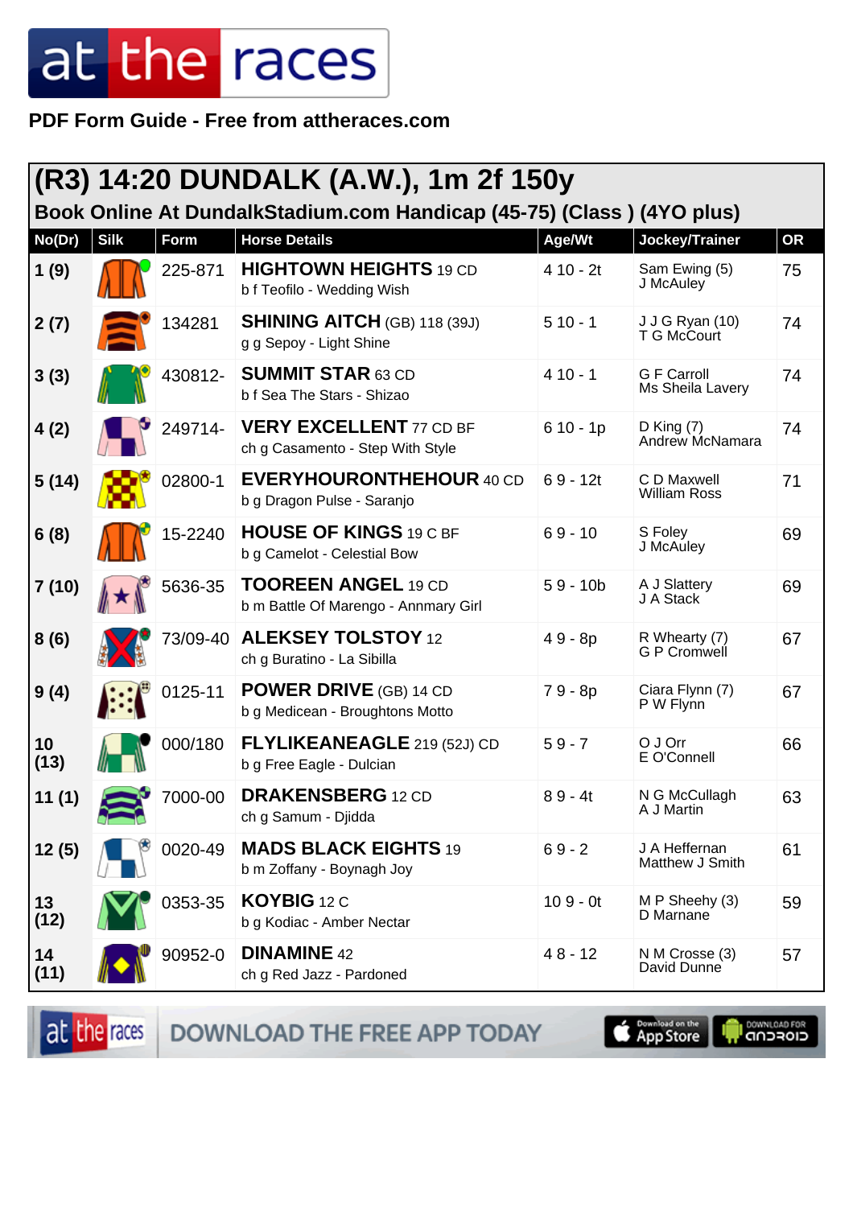PDF Form Guide - Free from attheraces.com

## (R3) 14:20 DUNDALK (A.W.), 1m 2f 150y

### Book Online At DundalkStadium.com Handicap (45-75) (Class ) (4YO plus)

| No(Dr) | Silk | Form | Horse Details | Age/Wt | Jockey/Trainer | OR |
|---|---|---|---|---|---|---|
| 1 (9) | | 225-871 | **HIGHTOWN HEIGHTS** 19 CD<br>b f Teofilo - Wedding Wish | 4 10 - 2t | Sam Ewing (5)<br>J McAuley | 75 |
| 2 (7) | | 134281 | **SHINING AITCH** (GB) 118 (39J)<br>g g Sepoy - Light Shine | 5 10 - 1 | J J G Ryan (10)<br>T G McCourt | 74 |
| 3 (3) | | 430812- | **SUMMIT STAR** 63 CD<br>b f Sea The Stars - Shizao | 4 10 - 1 | G F Carroll<br>Ms Sheila Lavery | 74 |
| 4 (2) | | 249714- | **VERY EXCELLENT** 77 CD BF<br>ch g Casamento - Step With Style | 6 10 - 1p | D King (7)<br>Andrew McNamara | 74 |
| 5 (14) | | 02800-1 | **EVERYHOURONTHEHOUR** 40 CD<br>b g Dragon Pulse - Saranjo | 6 9 - 12t | C D Maxwell<br>William Ross | 71 |
| 6 (8) | | 15-2240 | **HOUSE OF KINGS** 19 C BF<br>b g Camelot - Celestial Bow | 6 9 - 10 | S Foley<br>J McAuley | 69 |
| 7 (10) | | 5636-35 | **TOOREEN ANGEL** 19 CD<br>b m Battle Of Marengo - Annmary Girl | 5 9 - 10b | A J Slattery<br>J A Stack | 69 |
| 8 (6) | | 73/09-40 | **ALEKSEY TOLSTOY** 12<br>ch g Buratino - La Sibilla | 4 9 - 8p | R Whearty (7)<br>G P Cromwell | 67 |
| 9 (4) | | 0125-11 | **POWER DRIVE** (GB) 14 CD<br>b g Medicean - Broughtons Motto | 7 9 - 8p | Ciara Flynn (7)<br>P W Flynn | 67 |
| 10 (13) | | 000/180 | **FLYLIKEANEAGLE** 219 (52J) CD<br>b g Free Eagle - Dulcian | 5 9 - 7 | O J Orr<br>E O'Connell | 66 |
| 11 (1) | | 7000-00 | **DRAKENSBERG** 12 CD<br>ch g Samum - Djidda | 8 9 - 4t | N G McCullagh<br>A J Martin | 63 |
| 12 (5) | | 0020-49 | **MADS BLACK EIGHTS** 19<br>b m Zoffany - Boynagh Joy | 6 9 - 2 | J A Heffernan<br>Matthew J Smith | 61 |
| 13 (12) | | 0353-35 | **KOYBIG** 12 C<br>b g Kodiac - Amber Nectar | 10 9 - 0t | M P Sheehy (3)<br>D Marnane | 59 |
| 14 (11) | | 90952-0 | **DINAMINE** 42<br>ch g Red Jazz - Pardoned | 4 8 - 12 | N M Crosse (3)<br>David Dunne | 57 |

DOWNLOAD THE FREE APP TODAY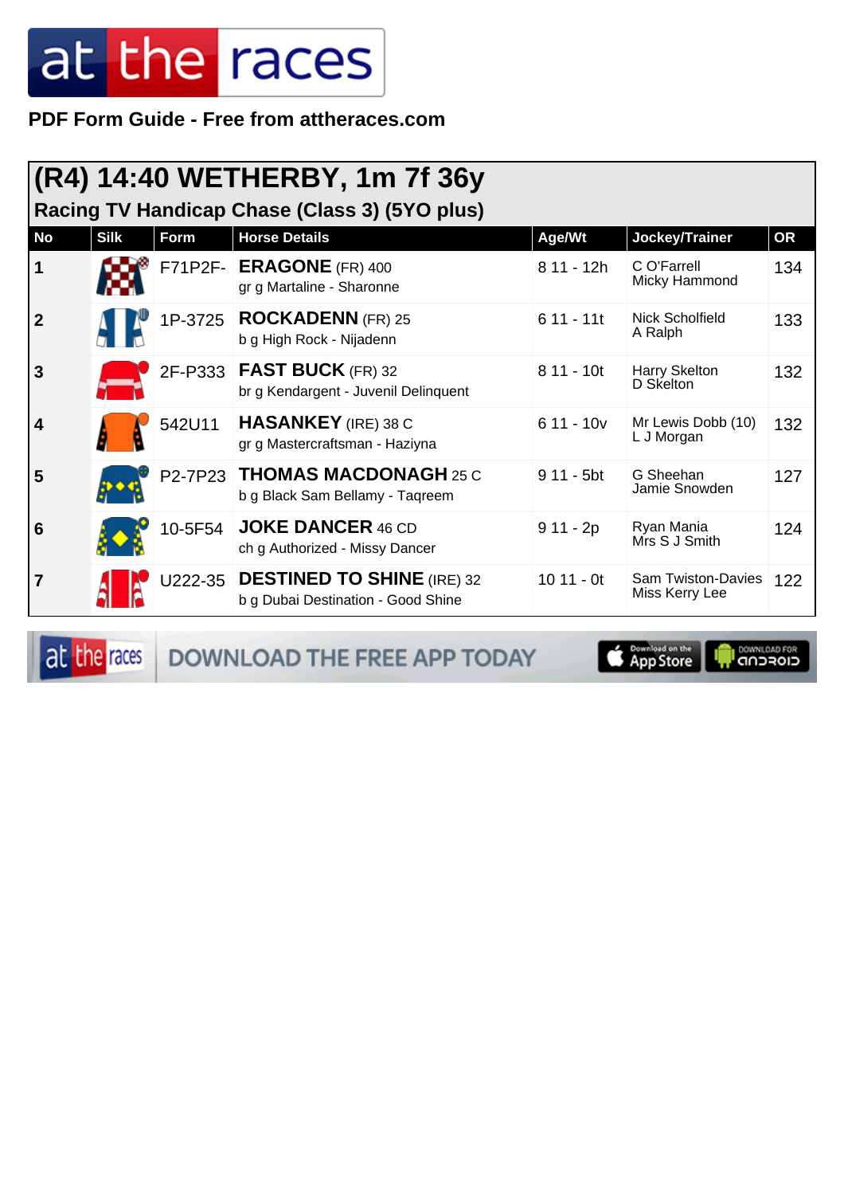PDF Form Guide - Free from attheraces.com

# (R4) 14:40 WETHERBY, 1m 7f 36y

## Racing TV Handicap Chase (Class 3) (5YO plus)

| No | Silk | Form | Horse Details | Age/Wt | Jockey/Trainer | OR |
|---|---|---|---|---|---|---|
| 1 | | F71P2F- | **ERAGONE** (FR) 400<br>gr g Martaline - Sharonne | 8 11 - 12h | C O'Farrell<br>Micky Hammond | 134 |
| 2 | | 1P-3725 | **ROCKADENN** (FR) 25<br>b g High Rock - Nijadenn | 6 11 - 11t | Nick Scholfield<br>A Ralph | 133 |
| 3 | | 2F-P333 | **FAST BUCK** (FR) 32<br>br g Kendargent - Juvenil Delinquent | 8 11 - 10t | Harry Skelton<br>D Skelton | 132 |
| 4 | | 542U11 | **HASANKEY** (IRE) 38 C<br>gr g Mastercraftsman - Haziyna | 6 11 - 10v | Mr Lewis Dobb (10)<br>L J Morgan | 132 |
| 5 | | P2-7P23 | **THOMAS MACDONAGH** 25 C<br>b g Black Sam Bellamy - Taqreem | 9 11 - 5bt | G Sheehan<br>Jamie Snowden | 127 |
| 6 | | 10-5F54 | **JOKE DANCER** 46 CD<br>ch g Authorized - Missy Dancer | 9 11 - 2p | Ryan Mania<br>Mrs S J Smith | 124 |
| 7 | | U222-35 | **DESTINED TO SHINE** (IRE) 32<br>b g Dubai Destination - Good Shine | 10 11 - 0t | Sam Twiston-Davies<br>Miss Kerry Lee | 122 |

DOWNLOAD THE FREE APP TODAY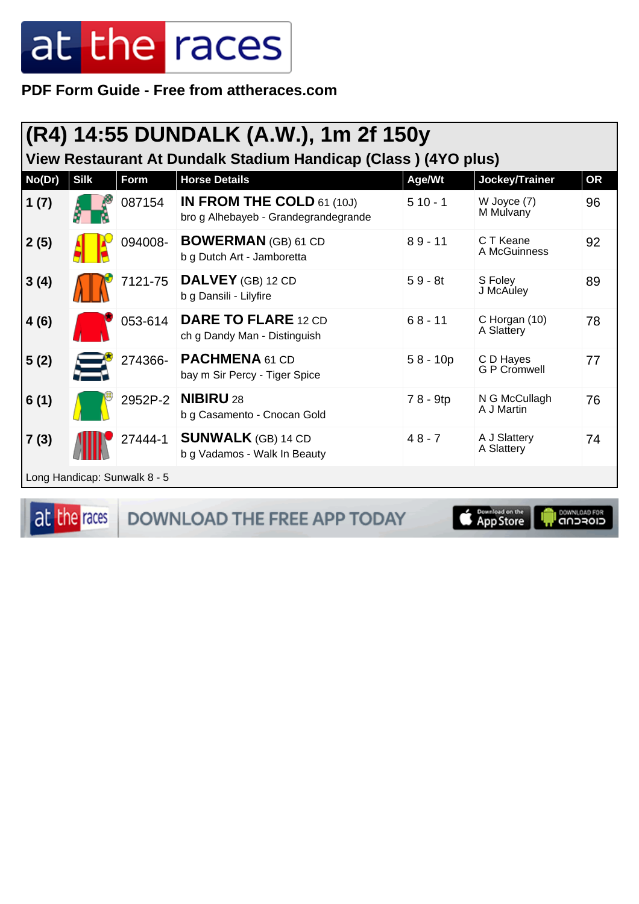PDF Form Guide - Free from attheraces.com

# (R4) 14:55 DUNDALK (A.W.), 1m 2f 150y

## View Restaurant At Dundalk Stadium Handicap (Class ) (4YO plus)

| No(Dr) | Silk | Form | Horse Details | Age/Wt | Jockey/Trainer | OR |
|---|---|---|---|---|---|---|
| 1 (7) | | 087154 | **IN FROM THE COLD** 61 (10J) bro g Alhebayeb - Grandegrandegrande | 5 10 - 1 | W Joyce (7) M Mulvany | 96 |
| 2 (5) | | 094008- | **BOWERMAN** (GB) 61 CD b g Dutch Art - Jamboretta | 8 9 - 11 | C T Keane A McGuinness | 92 |
| 3 (4) | | 7121-75 | **DALVEY** (GB) 12 CD b g Dansili - Lilyfire | 5 9 - 8t | S Foley J McAuley | 89 |
| 4 (6) | | 053-614 | **DARE TO FLARE** 12 CD ch g Dandy Man - Distinguish | 6 8 - 11 | C Horgan (10) A Slattery | 78 |
| 5 (2) | | 274366- | **PACHMENA** 61 CD bay m Sir Percy - Tiger Spice | 5 8 - 10p | C D Hayes G P Cromwell | 77 |
| 6 (1) | | 2952P-2 | **NIBIRU** 28 b g Casamento - Cnocan Gold | 7 8 - 9tp | N G McCullagh A J Martin | 76 |
| 7 (3) | | 27444-1 | **SUNWALK** (GB) 14 CD b g Vadamos - Walk In Beauty | 4 8 - 7 | A J Slattery A Slattery | 74 |

Long Handicap: Sunwalk 8 - 5

DOWNLOAD THE FREE APP TODAY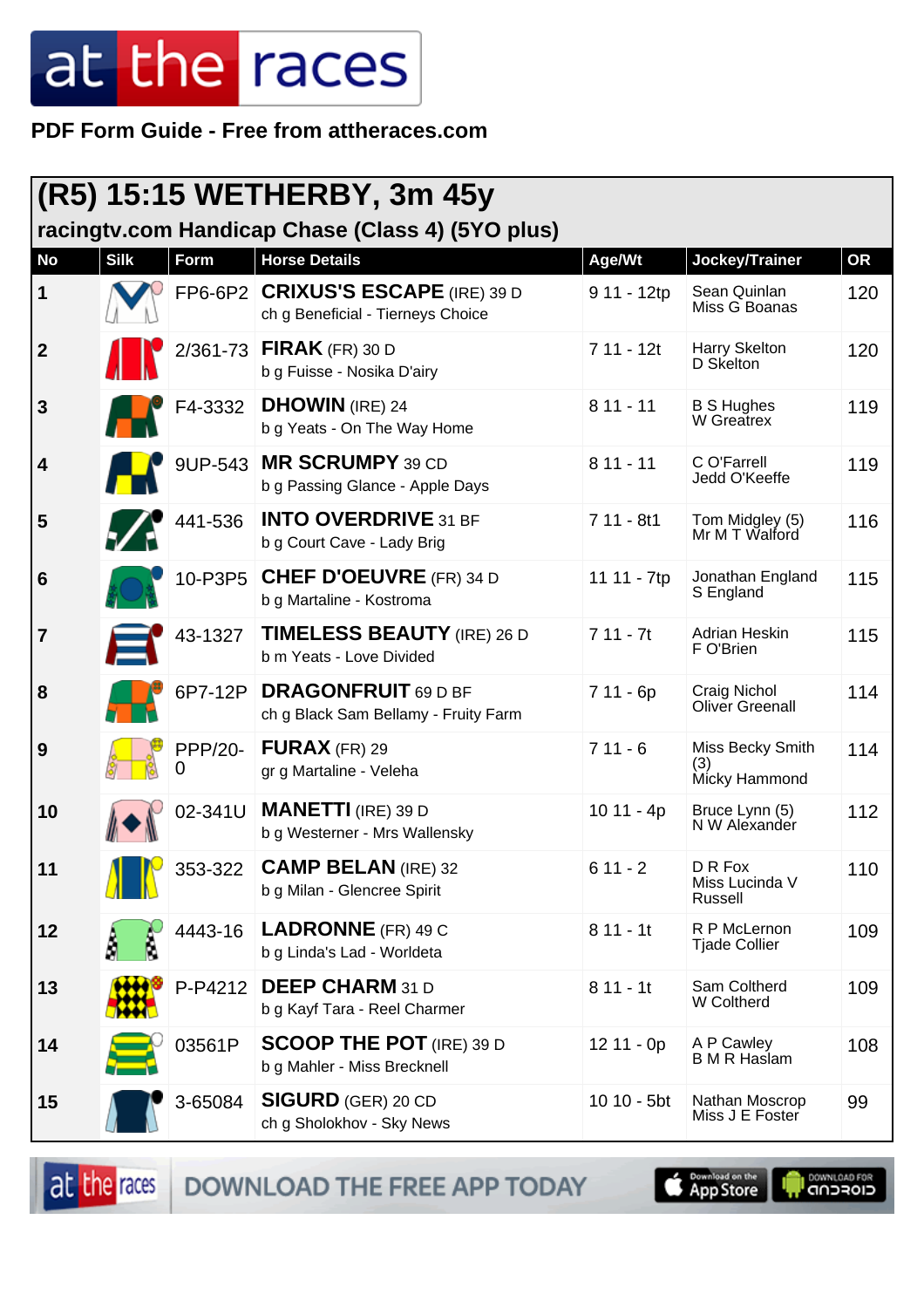# at the races

**PDF Form Guide - Free from attheraces.com**

## (R5) 15:15 WETHERBY, 3m 45y

### racingtv.com Handicap Chase (Class 4) (5YO plus)

| No | Silk | Form | Horse Details | Age/Wt | Jockey/Trainer | OR |
|---|---|---|---|---|---|---|
| 1 | | FP6-6P2 | **CRIXUS'S ESCAPE** (IRE) 39 D<br>ch g Beneficial - Tierneys Choice | 9 11 - 12tp | Sean Quinlan<br>Miss G Boanas | 120 |
| 2 | | 2/361-73 | **FIRAK** (FR) 30 D<br>b g Fuisse - Nosika D'airy | 7 11 - 12t | Harry Skelton<br>D Skelton | 120 |
| 3 | | F4-3332 | **DHOWIN** (IRE) 24<br>b g Yeats - On The Way Home | 8 11 - 11 | B S Hughes<br>W Greatrex | 119 |
| 4 | | 9UP-543 | **MR SCRUMPY** 39 CD<br>b g Passing Glance - Apple Days | 8 11 - 11 | C O'Farrell<br>Jedd O'Keeffe | 119 |
| 5 | | 441-536 | **INTO OVERDRIVE** 31 BF<br>b g Court Cave - Lady Brig | 7 11 - 8t1 | Tom Midgley (5)<br>Mr M T Walford | 116 |
| 6 | | 10-P3P5 | **CHEF D'OEUVRE** (FR) 34 D<br>b g Martaline - Kostroma | 11 11 - 7tp | Jonathan England<br>S England | 115 |
| 7 | | 43-1327 | **TIMELESS BEAUTY** (IRE) 26 D<br>b m Yeats - Love Divided | 7 11 - 7t | Adrian Heskin<br>F O'Brien | 115 |
| 8 | | 6P7-12P | **DRAGONFRUIT** 69 D BF<br>ch g Black Sam Bellamy - Fruity Farm | 7 11 - 6p | Craig Nichol<br>Oliver Greenall | 114 |
| 9 | | PPP/20-0 | **FURAX** (FR) 29<br>gr g Martaline - Veleha | 7 11 - 6 | Miss Becky Smith (3)<br>Micky Hammond | 114 |
| 10 | | 02-341U | **MANETTI** (IRE) 39 D<br>b g Westerner - Mrs Wallensky | 10 11 - 4p | Bruce Lynn (5)<br>N W Alexander | 112 |
| 11 | | 353-322 | **CAMP BELAN** (IRE) 32<br>b g Milan - Glencree Spirit | 6 11 - 2 | D R Fox<br>Miss Lucinda V Russell | 110 |
| 12 | | 4443-16 | **LADRONNE** (FR) 49 C<br>b g Linda's Lad - Worldeta | 8 11 - 1t | R P McLernon<br>Tjade Collier | 109 |
| 13 | | P-P4212 | **DEEP CHARM** 31 D<br>b g Kayf Tara - Reel Charmer | 8 11 - 1t | Sam Coltherd<br>W Coltherd | 109 |
| 14 | | 03561P | **SCOOP THE POT** (IRE) 39 D<br>b g Mahler - Miss Brecknell | 12 11 - 0p | A P Cawley<br>B M R Haslam | 108 |
| 15 | | 3-65084 | **SIGURD** (GER) 20 CD<br>ch g Sholokhov - Sky News | 10 10 - 5bt | Nathan Moscrop<br>Miss J E Foster | 99 |

at the races — DOWNLOAD THE FREE APP TODAY